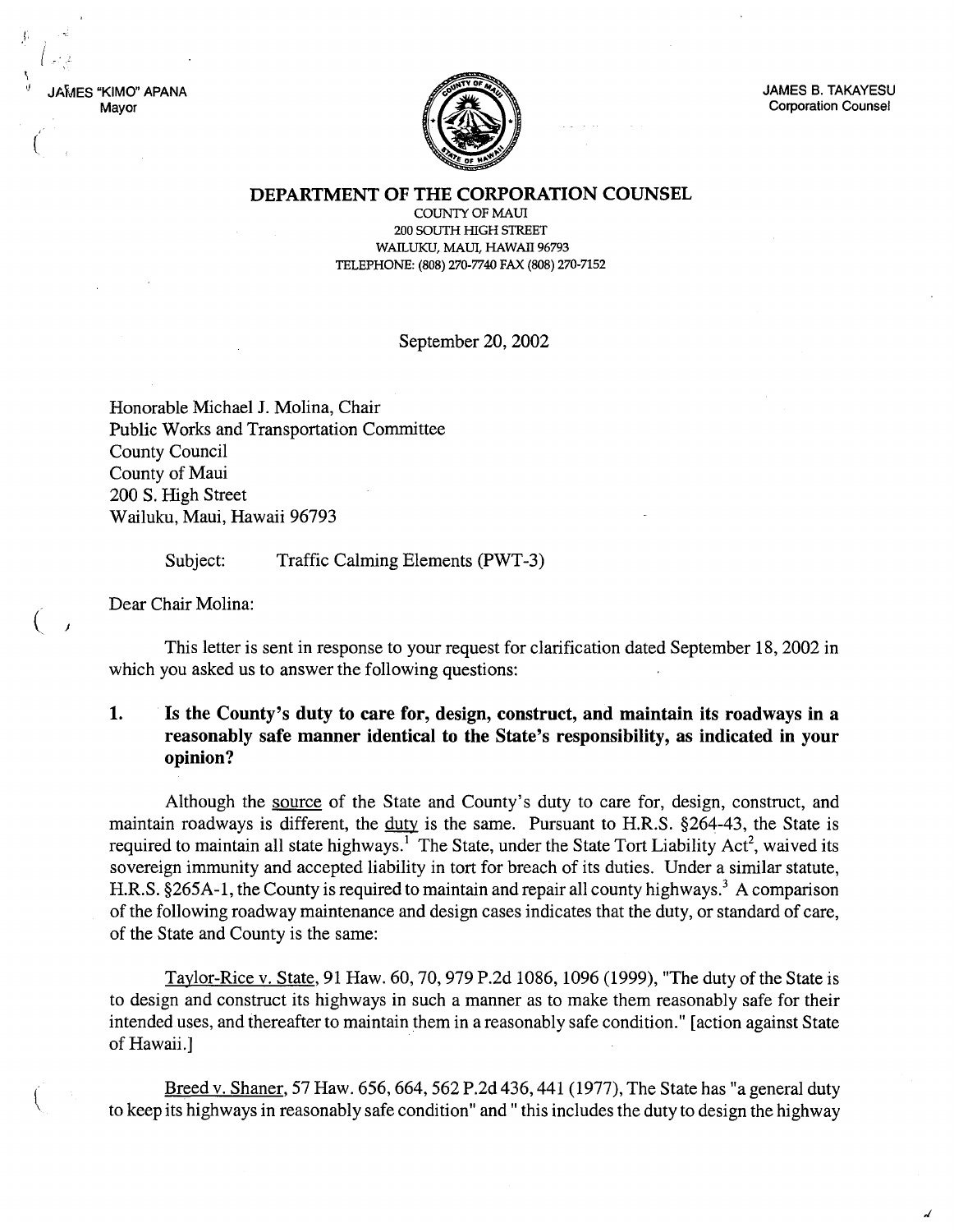JAMES "KIMO" APANA
Mayor

JAMES B. TAKAYESU
Corporation Counsel

**DEPARTMENT OF THE CORPORATION COUNSEL**

COUNTY OF MAUI
200 SOUTH HIGH STREET
WAILUKU, MAUI, HAWAII 96793
TELEPHONE: (808) 270-7740 FAX (808) 270-7152

September 20, 2002

Honorable Michael J. Molina, Chair
Public Works and Transportation Committee
County Council
County of Maui
200 S. High Street
Wailuku, Maui, Hawaii 96793

Subject: Traffic Calming Elements (PWT-3)

Dear Chair Molina:

This letter is sent in response to your request for clarification dated September 18, 2002 in which you asked us to answer the following questions:

**1. Is the County's duty to care for, design, construct, and maintain its roadways in a reasonably safe manner identical to the State's responsibility, as indicated in your opinion?**

Although the source of the State and County's duty to care for, design, construct, and maintain roadways is different, the duty is the same. Pursuant to H.R.S. §264-43, the State is required to maintain all state highways.[1] The State, under the State Tort Liability Act[2], waived its sovereign immunity and accepted liability in tort for breach of its duties. Under a similar statute, H.R.S. §265A-1, the County is required to maintain and repair all county highways.[3] A comparison of the following roadway maintenance and design cases indicates that the duty, or standard of care, of the State and County is the same:

Taylor-Rice v. State, 91 Haw. 60, 70, 979 P.2d 1086, 1096 (1999), "The duty of the State is to design and construct its highways in such a manner as to make them reasonably safe for their intended uses, and thereafter to maintain them in a reasonably safe condition." [action against State of Hawaii.]

Breed v. Shaner, 57 Haw. 656, 664, 562 P.2d 436, 441 (1977), The State has "a general duty to keep its highways in reasonably safe condition" and " this includes the duty to design the highway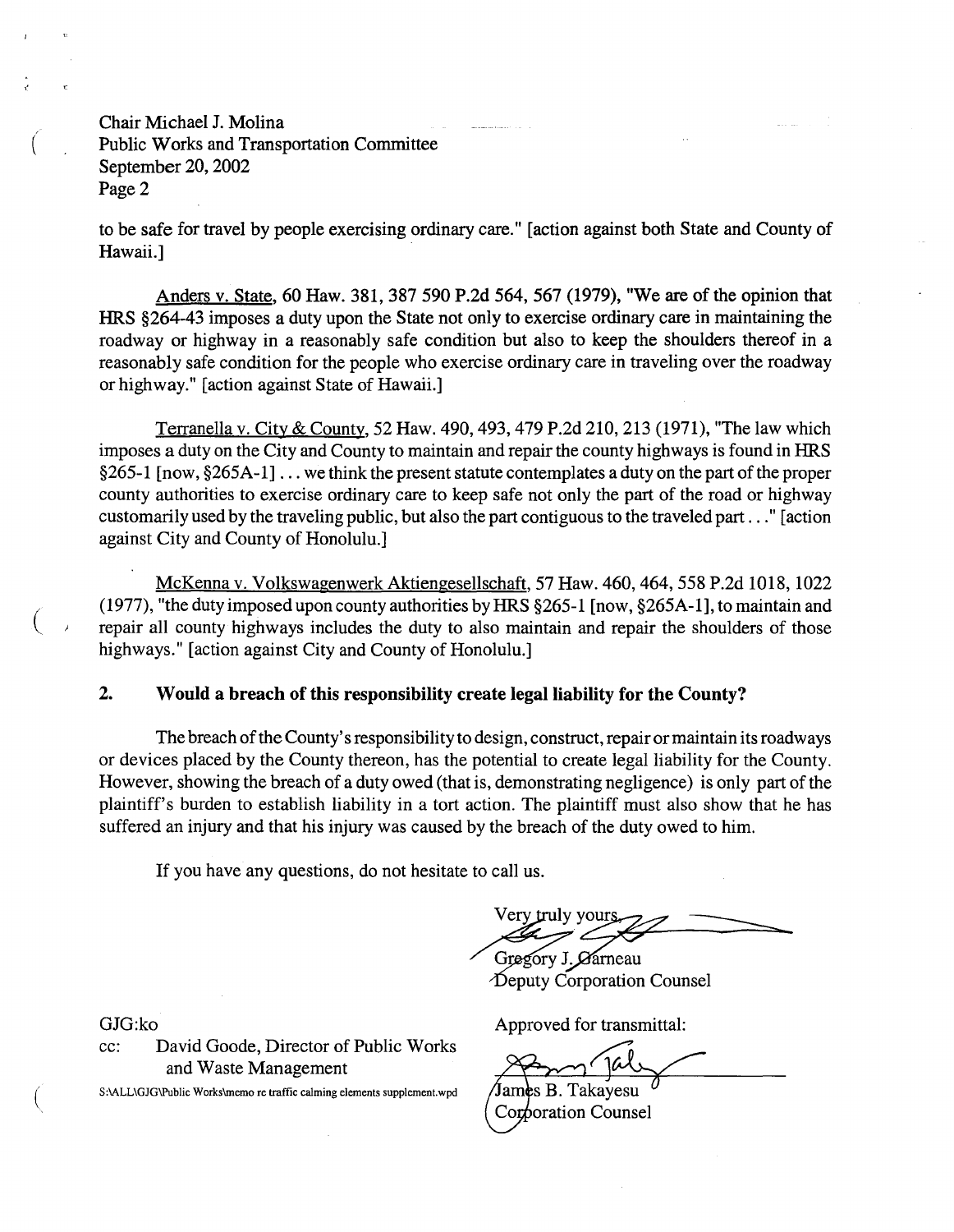Chair Michael J. Molina
Public Works and Transportation Committee
September 20, 2002
Page 2

to be safe for travel by people exercising ordinary care." [action against both State and County of Hawaii.]

Anders v. State, 60 Haw. 381, 387 590 P.2d 564, 567 (1979), "We are of the opinion that HRS §264-43 imposes a duty upon the State not only to exercise ordinary care in maintaining the roadway or highway in a reasonably safe condition but also to keep the shoulders thereof in a reasonably safe condition for the people who exercise ordinary care in traveling over the roadway or highway." [action against State of Hawaii.]

Terranella v. City & County, 52 Haw. 490, 493, 479 P.2d 210, 213 (1971), "The law which imposes a duty on the City and County to maintain and repair the county highways is found in HRS §265-1 [now, §265A-1] . . . we think the present statute contemplates a duty on the part of the proper county authorities to exercise ordinary care to keep safe not only the part of the road or highway customarily used by the traveling public, but also the part contiguous to the traveled part . . ." [action against City and County of Honolulu.]

McKenna v. Volkswagenwerk Aktiengesellschaft, 57 Haw. 460, 464, 558 P.2d 1018, 1022 (1977), "the duty imposed upon county authorities by HRS §265-1 [now, §265A-1], to maintain and repair all county highways includes the duty to also maintain and repair the shoulders of those highways." [action against City and County of Honolulu.]

**2. Would a breach of this responsibility create legal liability for the County?**

The breach of the County's responsibility to design, construct, repair or maintain its roadways or devices placed by the County thereon, has the potential to create legal liability for the County. However, showing the breach of a duty owed (that is, demonstrating negligence) is only part of the plaintiff's burden to establish liability in a tort action. The plaintiff must also show that he has suffered an injury and that his injury was caused by the breach of the duty owed to him.

If you have any questions, do not hesitate to call us.

Very truly yours,

Gregory J. Garneau
Deputy Corporation Counsel

Approved for transmittal:

James B. Takayesu
Corporation Counsel

GJG:ko

cc: David Goode, Director of Public Works and Waste Management

S:\ALL\GJG\Public Works\memo re traffic calming elements supplement.wpd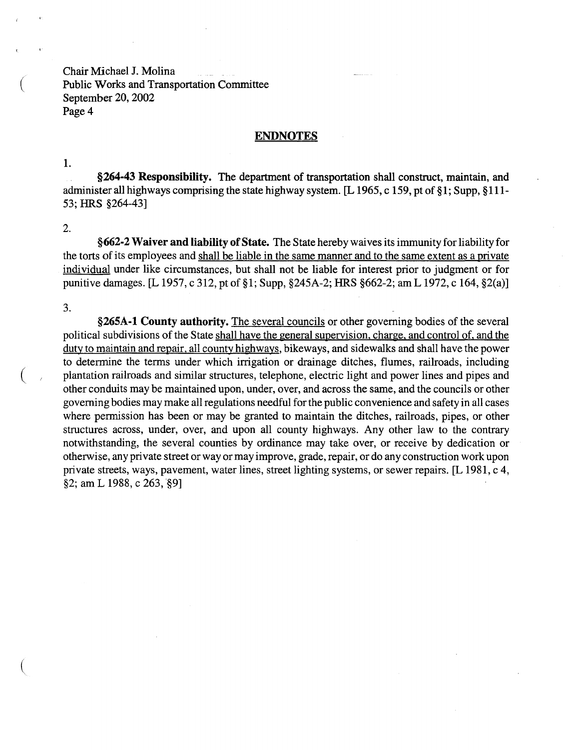Chair Michael J. Molina
Public Works and Transportation Committee
September 20, 2002
Page 4

## ENDNOTES

1.

**§264-43 Responsibility.** The department of transportation shall construct, maintain, and administer all highways comprising the state highway system. [L 1965, c 159, pt of §1; Supp, §111-53; HRS §264-43]

2.

**§662-2 Waiver and liability of State.** The State hereby waives its immunity for liability for the torts of its employees and <u>shall be liable in the same manner and to the same extent as a private individual</u> under like circumstances, but shall not be liable for interest prior to judgment or for punitive damages. [L 1957, c 312, pt of §1; Supp, §245A-2; HRS §662-2; am L 1972, c 164, §2(a)]

3.

**§265A-1 County authority.** <u>The several councils</u> or other governing bodies of the several political subdivisions of the State <u>shall have the general supervision, charge, and control of, and the duty to maintain and repair, all county highways</u>, bikeways, and sidewalks and shall have the power to determine the terms under which irrigation or drainage ditches, flumes, railroads, including plantation railroads and similar structures, telephone, electric light and power lines and pipes and other conduits may be maintained upon, under, over, and across the same, and the councils or other governing bodies may make all regulations needful for the public convenience and safety in all cases where permission has been or may be granted to maintain the ditches, railroads, pipes, or other structures across, under, over, and upon all county highways. Any other law to the contrary notwithstanding, the several counties by ordinance may take over, or receive by dedication or otherwise, any private street or way or may improve, grade, repair, or do any construction work upon private streets, ways, pavement, water lines, street lighting systems, or sewer repairs. [L 1981, c 4, §2; am L 1988, c 263, §9]